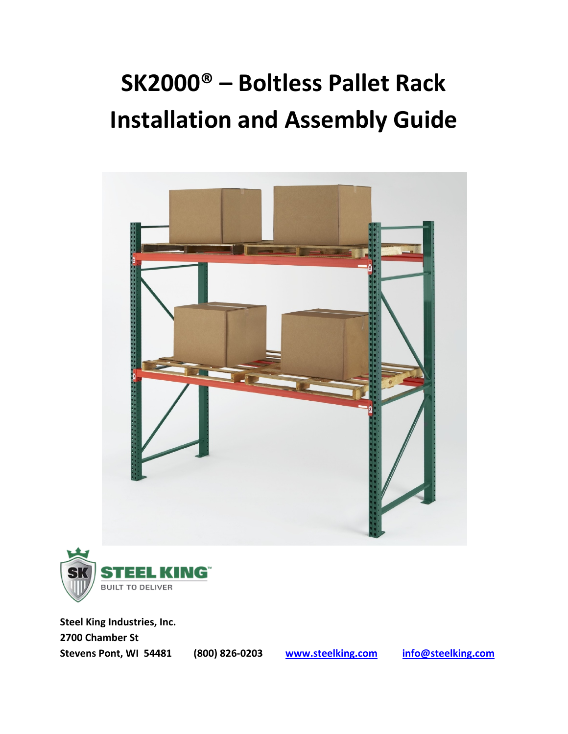# SK2000® – Boltless Pallet Rack Installation and Assembly Guide

**Steel King Industries, Inc.**
**2700 Chamber St**
**Stevens Pont, WI 54481** **(800) 826-0203** **[www.steelking.com](http://www.steelking.com)** **[info@steelking.com](mailto:info@steelking.com)**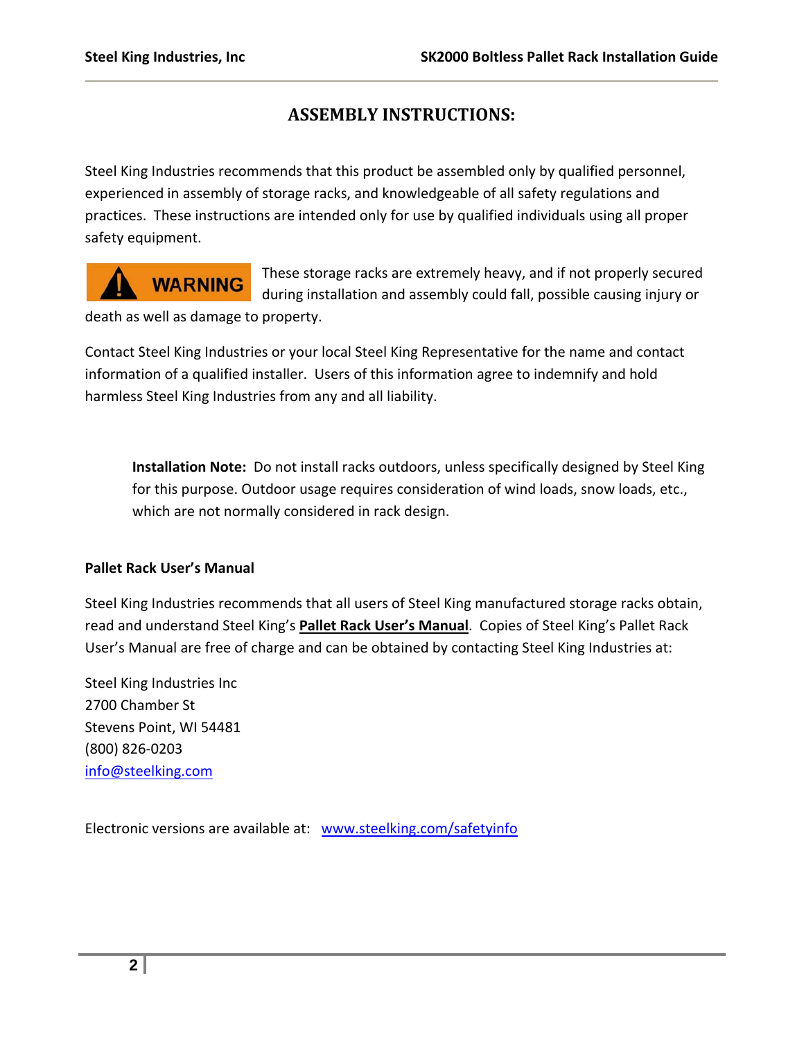# ASSEMBLY INSTRUCTIONS:

Steel King Industries recommends that this product be assembled only by qualified personnel, experienced in assembly of storage racks, and knowledgeable of all safety regulations and practices. These instructions are intended only for use by qualified individuals using all proper safety equipment.

**WARNING** These storage racks are extremely heavy, and if not properly secured during installation and assembly could fall, possible causing injury or death as well as damage to property.

Contact Steel King Industries or your local Steel King Representative for the name and contact information of a qualified installer. Users of this information agree to indemnify and hold harmless Steel King Industries from any and all liability.

> **Installation Note:** Do not install racks outdoors, unless specifically designed by Steel King for this purpose. Outdoor usage requires consideration of wind loads, snow loads, etc., which are not normally considered in rack design.

**Pallet Rack User's Manual**

Steel King Industries recommends that all users of Steel King manufactured storage racks obtain, read and understand Steel King's **Pallet Rack User's Manual**. Copies of Steel King's Pallet Rack User's Manual are free of charge and can be obtained by contacting Steel King Industries at:

Steel King Industries Inc
2700 Chamber St
Stevens Point, WI 54481
(800) 826-0203
info@steelking.com

Electronic versions are available at: www.steelking.com/safetyinfo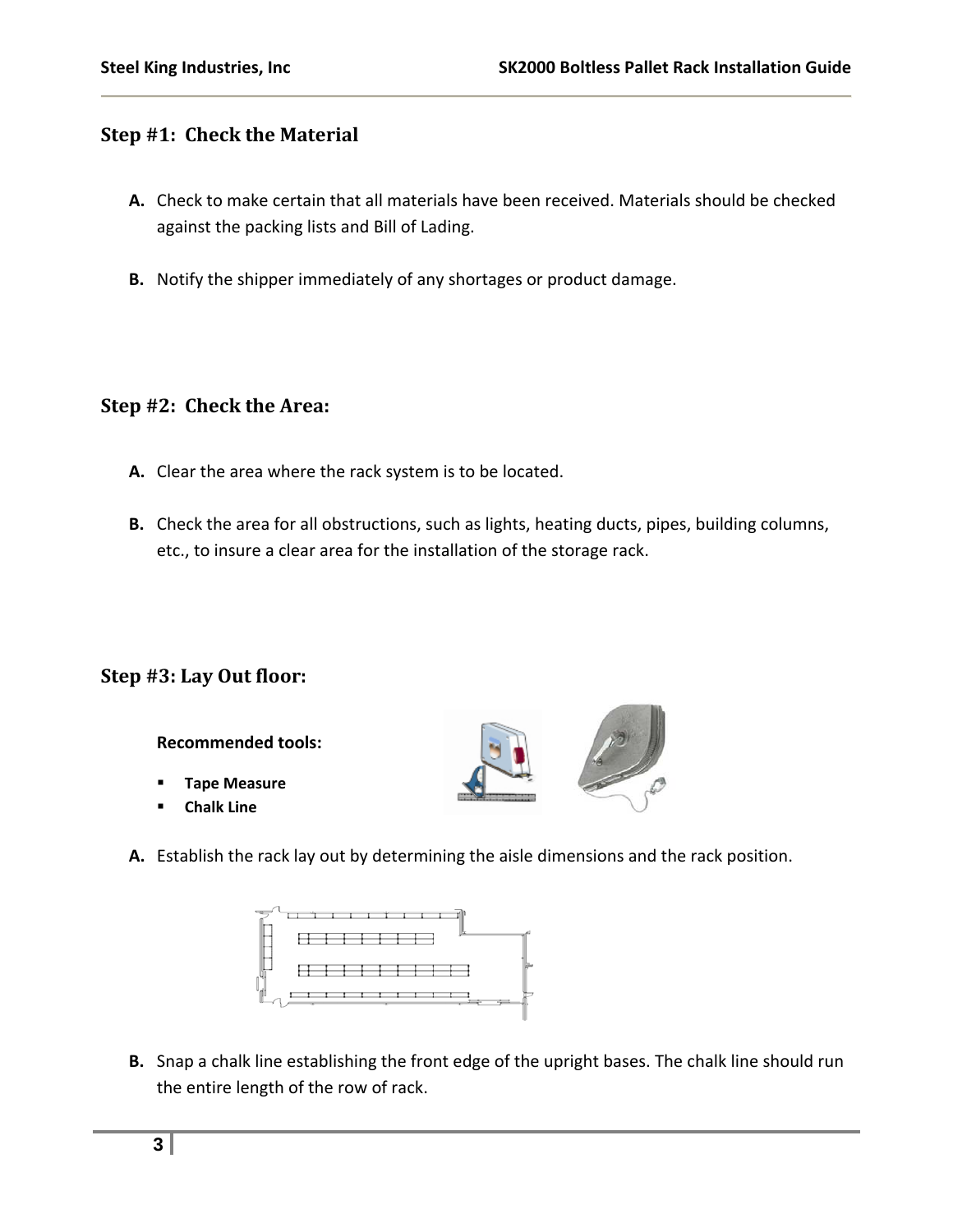## Step #1: Check the Material

**A.** Check to make certain that all materials have been received. Materials should be checked against the packing lists and Bill of Lading.

**B.** Notify the shipper immediately of any shortages or product damage.

## Step #2: Check the Area:

**A.** Clear the area where the rack system is to be located.

**B.** Check the area for all obstructions, such as lights, heating ducts, pipes, building columns, etc., to insure a clear area for the installation of the storage rack.

## Step #3: Lay Out floor:

**Recommended tools:**

- **Tape Measure**
- **Chalk Line**

**A.** Establish the rack lay out by determining the aisle dimensions and the rack position.

**B.** Snap a chalk line establishing the front edge of the upright bases. The chalk line should run the entire length of the row of rack.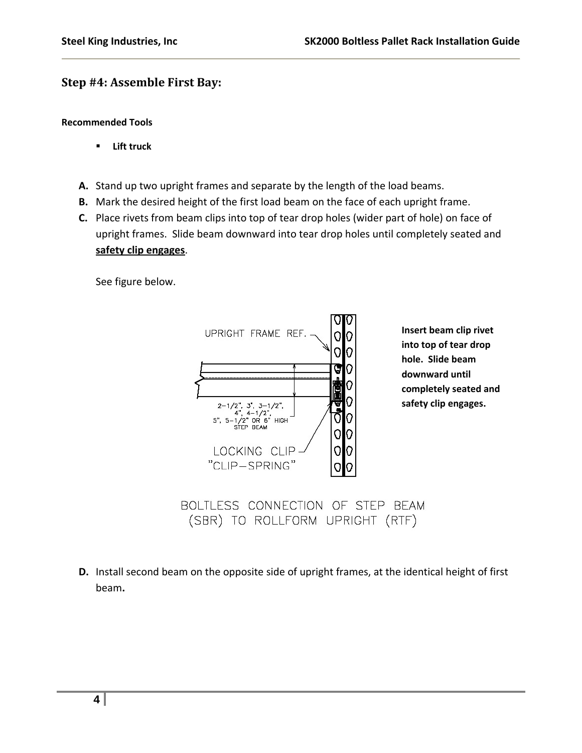## Step #4: Assemble First Bay:

**Recommended Tools**

- **Lift truck**

**A.** Stand up two upright frames and separate by the length of the load beams.

**B.** Mark the desired height of the first load beam on the face of each upright frame.

**C.** Place rivets from beam clips into top of tear drop holes (wider part of hole) on face of upright frames. Slide beam downward into tear drop holes until completely seated and **safety clip engages**.

See figure below.

UPRIGHT FRAME REF.

2-1/2", 3", 3-1/2", 4", 4-1/2", 5", 5-1/2" OR 6" HIGH STEP BEAM

LOCKING CLIP "CLIP-SPRING"

**Insert beam clip rivet into top of tear drop hole. Slide beam downward until completely seated and safety clip engages.**

BOLTLESS CONNECTION OF STEP BEAM (SBR) TO ROLLFORM UPRIGHT (RTF)

**D.** Install second beam on the opposite side of upright frames, at the identical height of first beam**.**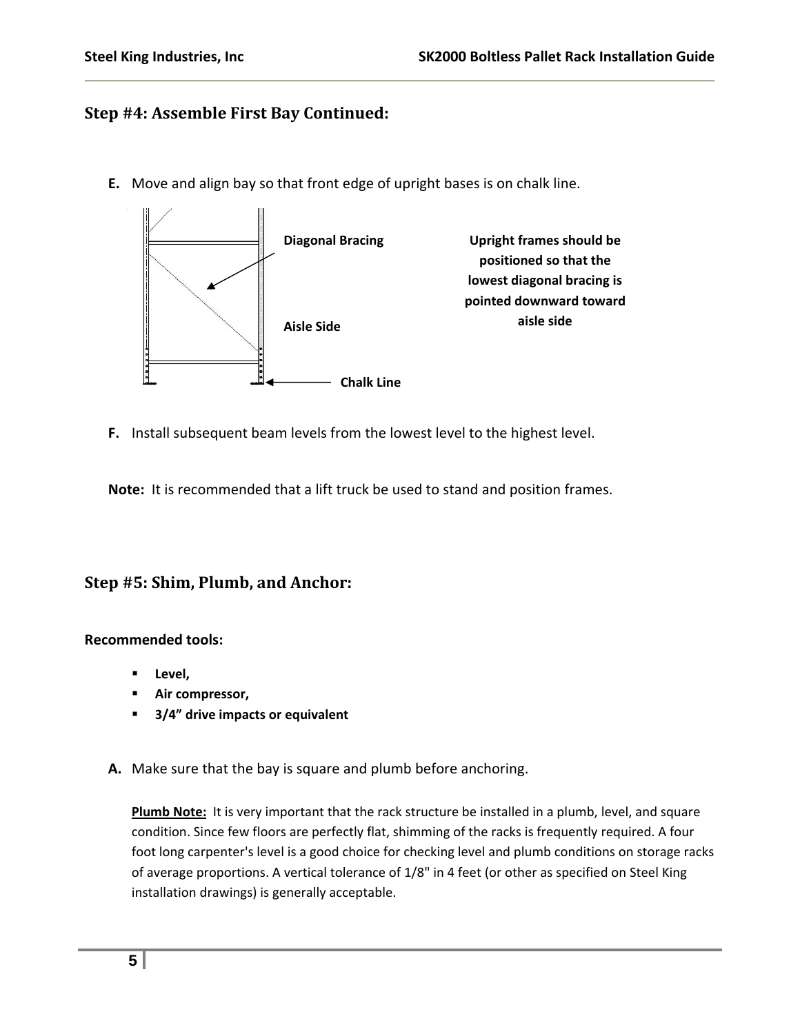## Step #4: Assemble First Bay Continued:

**E.** Move and align bay so that front edge of upright bases is on chalk line.

**Diagonal Bracing**

**Aisle Side**

**Chalk Line**

**Upright frames should be positioned so that the lowest diagonal bracing is pointed downward toward aisle side**

**F.** Install subsequent beam levels from the lowest level to the highest level.

**Note:** It is recommended that a lift truck be used to stand and position frames.

## Step #5: Shim, Plumb, and Anchor:

**Recommended tools:**

- **Level,**
- **Air compressor,**
- **3/4" drive impacts or equivalent**

**A.** Make sure that the bay is square and plumb before anchoring.

**Plumb Note:** It is very important that the rack structure be installed in a plumb, level, and square condition. Since few floors are perfectly flat, shimming of the racks is frequently required. A four foot long carpenter's level is a good choice for checking level and plumb conditions on storage racks of average proportions. A vertical tolerance of 1/8" in 4 feet (or other as specified on Steel King installation drawings) is generally acceptable.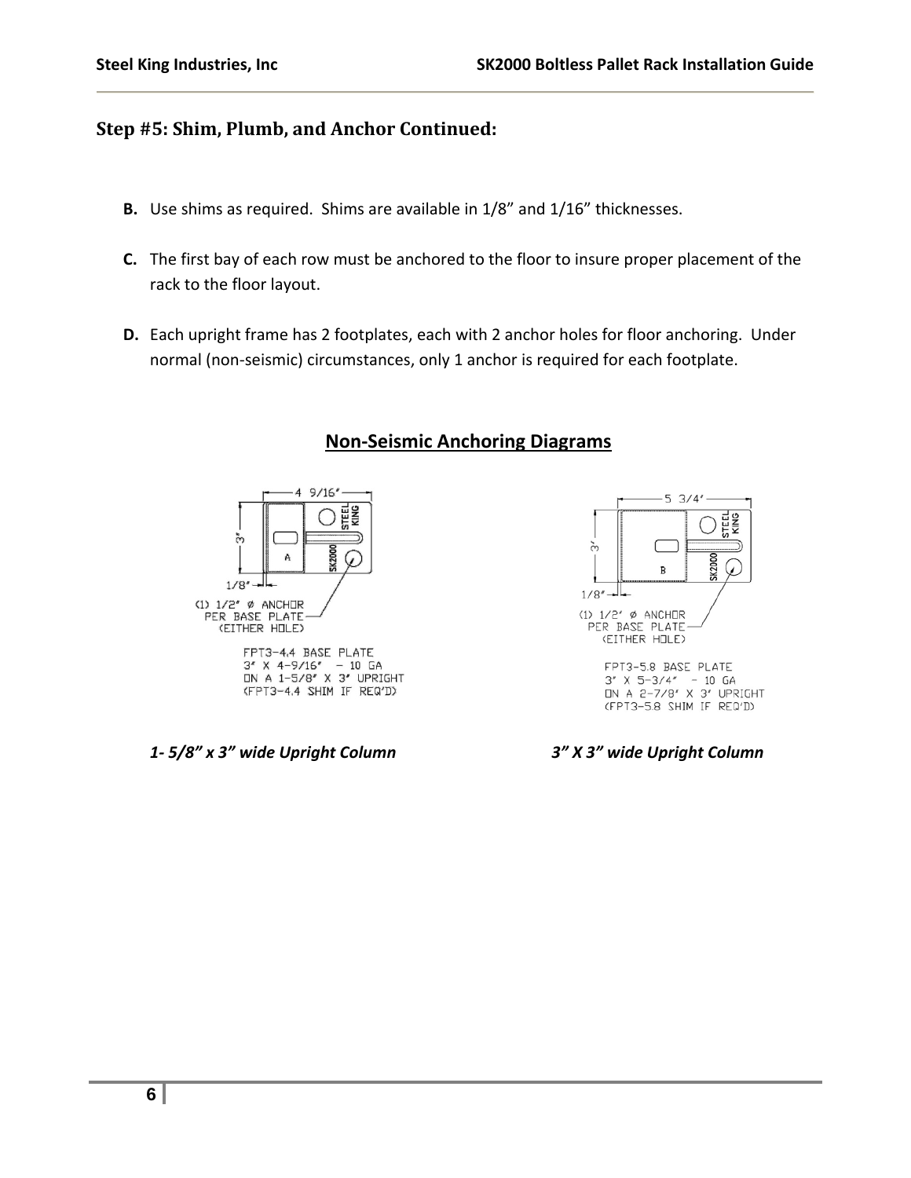## Step #5: Shim, Plumb, and Anchor Continued:

**B.** Use shims as required. Shims are available in 1/8" and 1/16" thicknesses.

**C.** The first bay of each row must be anchored to the floor to insure proper placement of the rack to the floor layout.

**D.** Each upright frame has 2 footplates, each with 2 anchor holes for floor anchoring. Under normal (non-seismic) circumstances, only 1 anchor is required for each footplate.

### Non-Seismic Anchoring Diagrams

4 9/16"
3"
1/8"
A
STEEL KING
SK2000
(1) 1/2" Ø ANCHOR PER BASE PLATE (EITHER HOLE)
FPT3-4.4 BASE PLATE
3" X 4-9/16" – 10 GA
ON A 1-5/8" X 3" UPRIGHT
(FPT3-4.4 SHIM IF REQ'D)

*1- 5/8" x 3" wide Upright Column*

5 3/4"
3"
1/8"
B
STEEL KING
SK2000
(1) 1/2" Ø ANCHOR PER BASE PLATE (EITHER HOLE)
FPT3-5.8 BASE PLATE
3" X 5-3/4" – 10 GA
ON A 2-7/8" X 3" UPRIGHT
(FPT3-5.8 SHIM IF REQ'D)

*3" X 3" wide Upright Column*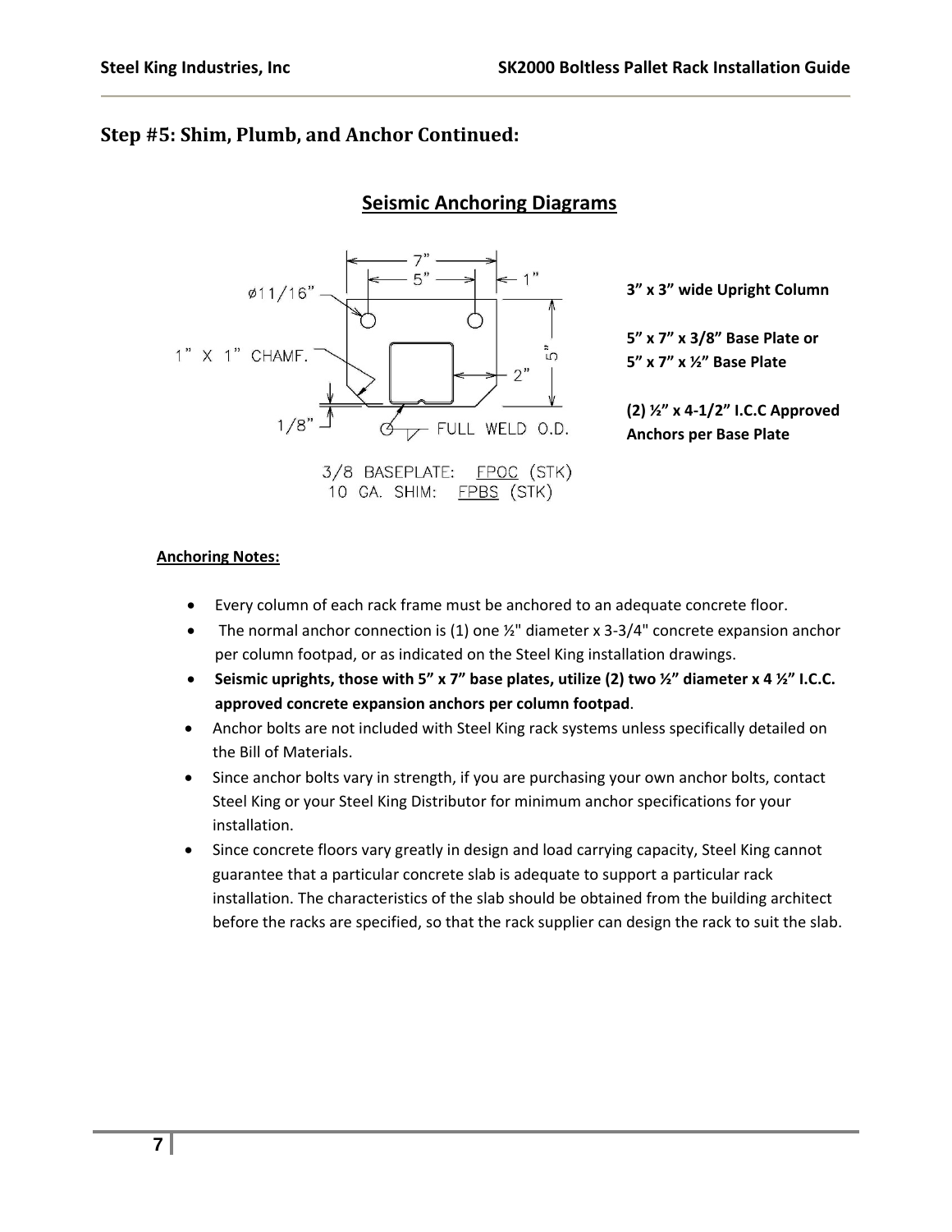## Step #5: Shim, Plumb, and Anchor Continued:

### Seismic Anchoring Diagrams

7”
5”
1”
ø11/16”
1” X 1” CHAMF.
5”
2”
1/8”
FULL WELD O.D.

3/8 BASEPLATE: FPOC (STK)
10 GA. SHIM: FPBS (STK)

**3” x 3” wide Upright Column**

**5” x 7” x 3/8” Base Plate or 5” x 7” x ½” Base Plate**

**(2) ½” x 4-1/2” I.C.C Approved Anchors per Base Plate**

**Anchoring Notes:**

- Every column of each rack frame must be anchored to an adequate concrete floor.
- The normal anchor connection is (1) one ½" diameter x 3-3/4" concrete expansion anchor per column footpad, or as indicated on the Steel King installation drawings.
- **Seismic uprights, those with 5” x 7” base plates, utilize (2) two ½” diameter x 4 ½” I.C.C. approved concrete expansion anchors per column footpad**.
- Anchor bolts are not included with Steel King rack systems unless specifically detailed on the Bill of Materials.
- Since anchor bolts vary in strength, if you are purchasing your own anchor bolts, contact Steel King or your Steel King Distributor for minimum anchor specifications for your installation.
- Since concrete floors vary greatly in design and load carrying capacity, Steel King cannot guarantee that a particular concrete slab is adequate to support a particular rack installation. The characteristics of the slab should be obtained from the building architect before the racks are specified, so that the rack supplier can design the rack to suit the slab.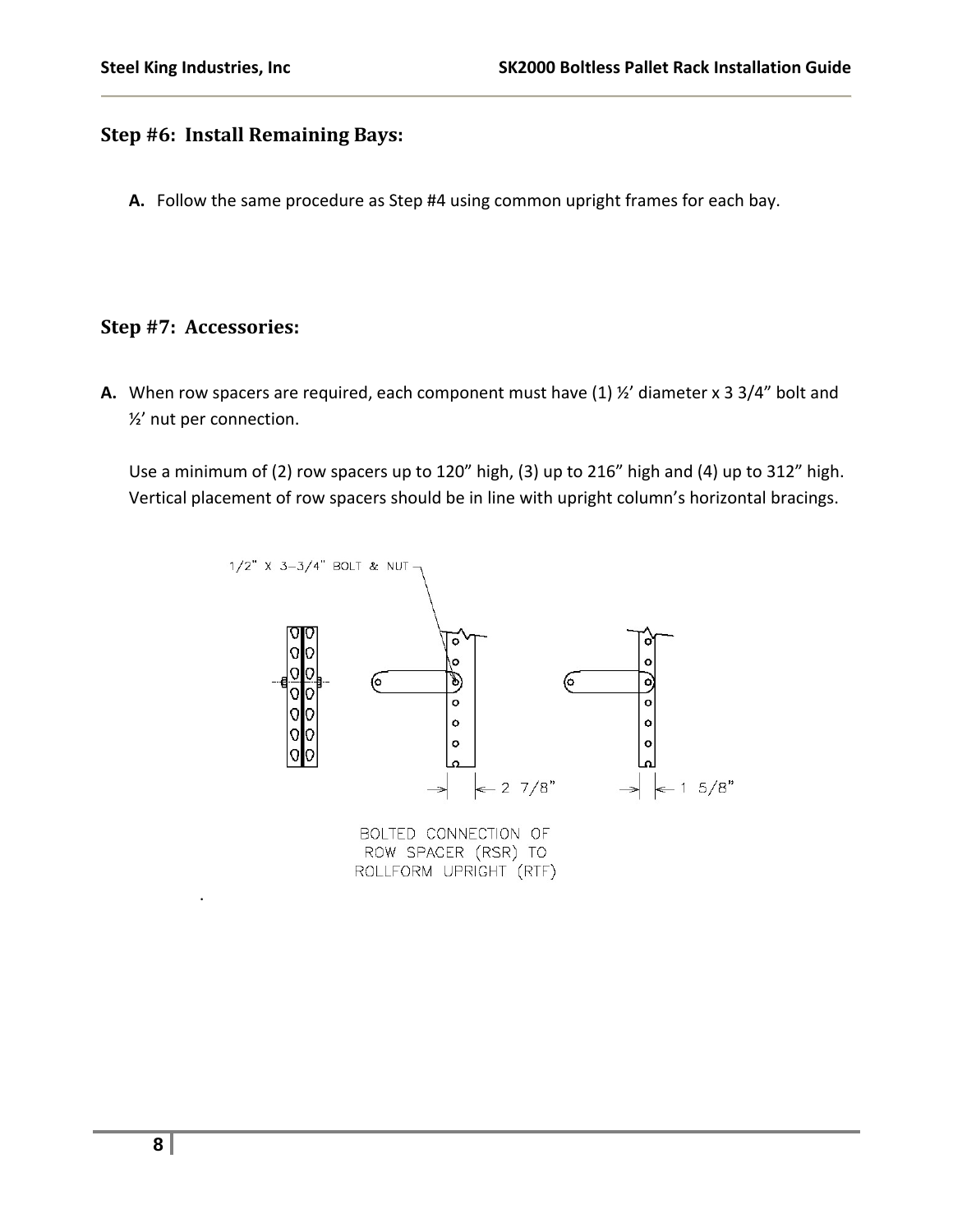## Step #6: Install Remaining Bays:

**A.** Follow the same procedure as Step #4 using common upright frames for each bay.

## Step #7: Accessories:

**A.** When row spacers are required, each component must have (1) ½' diameter x 3 3/4" bolt and ½' nut per connection.

Use a minimum of (2) row spacers up to 120" high, (3) up to 216" high and (4) up to 312" high. Vertical placement of row spacers should be in line with upright column's horizontal bracings.

1/2" X 3-3/4" BOLT & NUT

2 7/8"

1 5/8"

BOLTED CONNECTION OF ROW SPACER (RSR) TO ROLLFORM UPRIGHT (RTF)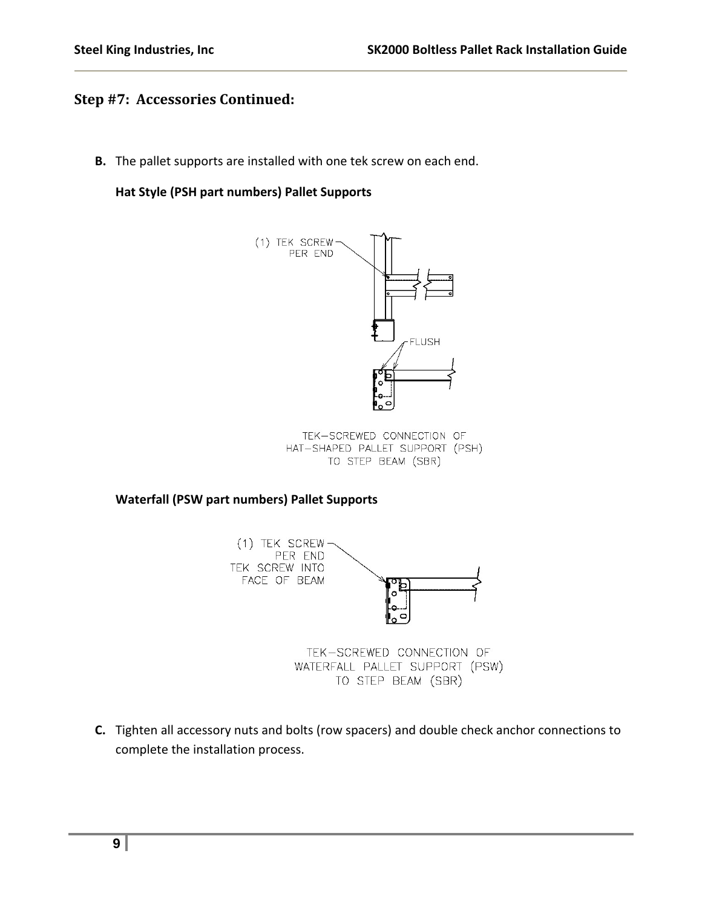## Step #7: Accessories Continued:

**B.** The pallet supports are installed with one tek screw on each end.

**Hat Style (PSH part numbers) Pallet Supports**

(1) TEK SCREW PER END

FLUSH

TEK–SCREWED CONNECTION OF HAT–SHAPED PALLET SUPPORT (PSH) TO STEP BEAM (SBR)

**Waterfall (PSW part numbers) Pallet Supports**

(1) TEK SCREW PER END TEK SCREW INTO FACE OF BEAM

TEK–SCREWED CONNECTION OF WATERFALL PALLET SUPPORT (PSW) TO STEP BEAM (SBR)

**C.** Tighten all accessory nuts and bolts (row spacers) and double check anchor connections to complete the installation process.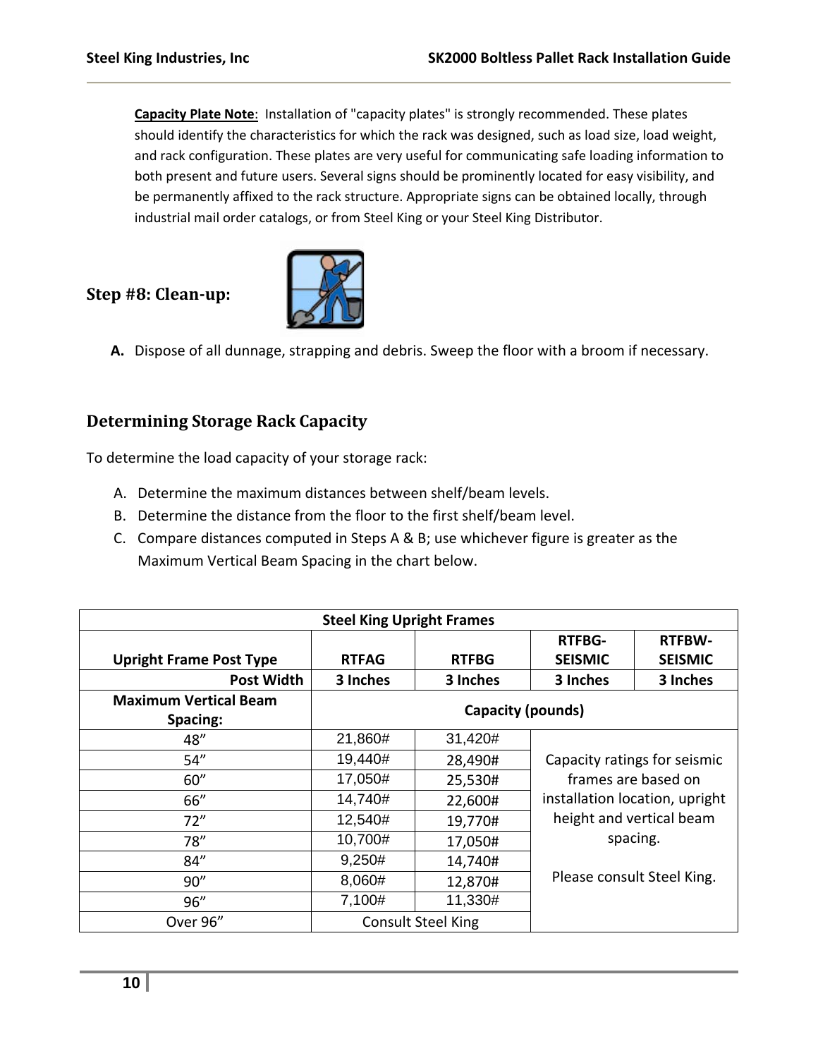**Capacity Plate Note**: Installation of "capacity plates" is strongly recommended. These plates should identify the characteristics for which the rack was designed, such as load size, load weight, and rack configuration. These plates are very useful for communicating safe loading information to both present and future users. Several signs should be prominently located for easy visibility, and be permanently affixed to the rack structure. Appropriate signs can be obtained locally, through industrial mail order catalogs, or from Steel King or your Steel King Distributor.

### Step #8: Clean-up:

**A.** Dispose of all dunnage, strapping and debris. Sweep the floor with a broom if necessary.

### Determining Storage Rack Capacity

To determine the load capacity of your storage rack:

A. Determine the maximum distances between shelf/beam levels.
B. Determine the distance from the floor to the first shelf/beam level.
C. Compare distances computed in Steps A & B; use whichever figure is greater as the Maximum Vertical Beam Spacing in the chart below.

| **Steel King Upright Frames** | | | | |
|---|---|---|---|---|
| **Upright Frame Post Type** | **RTFAG** | **RTFBG** | **RTFBG-SEISMIC** | **RTFBW-SEISMIC** |
| **Post Width** | **3 Inches** | **3 Inches** | **3 Inches** | **3 Inches** |
| **Maximum Vertical Beam Spacing:** | **Capacity (pounds)** | | | |
| 48” | 21,860# | 31,420# | Capacity ratings for seismic frames are based on installation location, upright height and vertical beam spacing. Please consult Steel King. | |
| 54” | 19,440# | 28,490# | | |
| 60” | 17,050# | 25,530# | | |
| 66” | 14,740# | 22,600# | | |
| 72” | 12,540# | 19,770# | | |
| 78” | 10,700# | 17,050# | | |
| 84” | 9,250# | 14,740# | | |
| 90” | 8,060# | 12,870# | | |
| 96” | 7,100# | 11,330# | | |
| Over 96” | Consult Steel King | | | |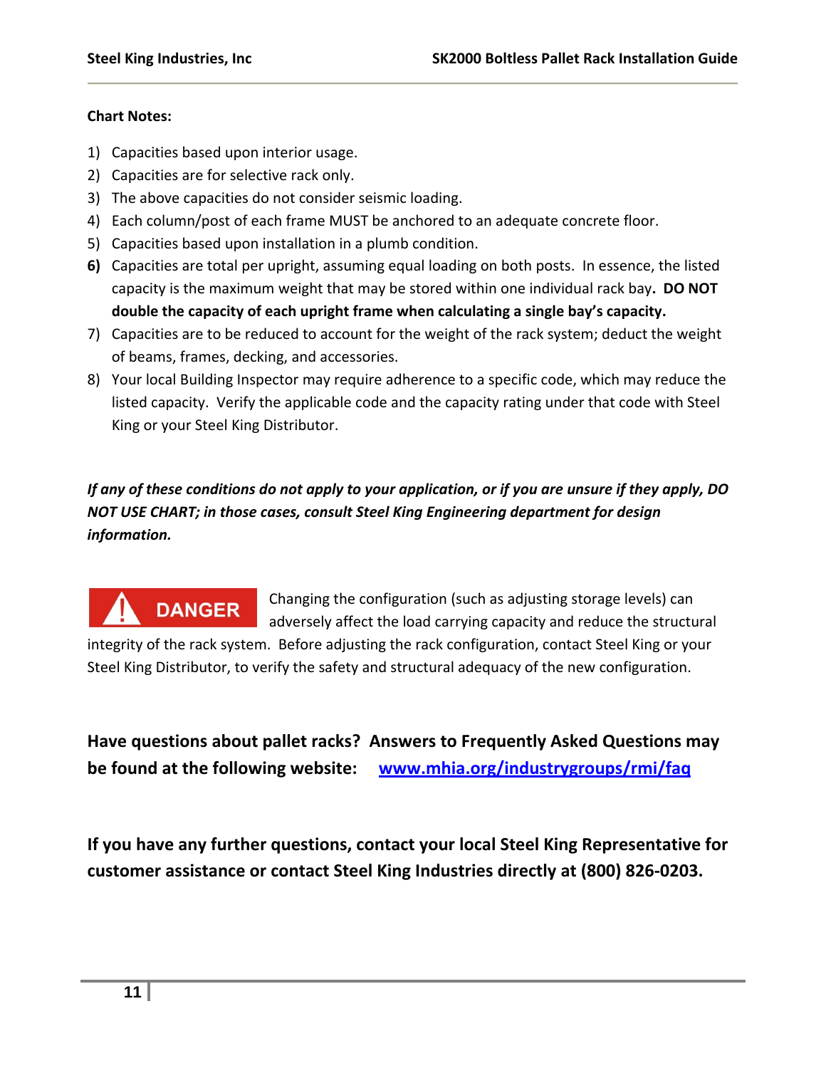**Chart Notes:**

1) Capacities based upon interior usage.
2) Capacities are for selective rack only.
3) The above capacities do not consider seismic loading.
4) Each column/post of each frame MUST be anchored to an adequate concrete floor.
5) Capacities based upon installation in a plumb condition.
6) Capacities are total per upright, assuming equal loading on both posts. In essence, the listed capacity is the maximum weight that may be stored within one individual rack bay. **DO NOT double the capacity of each upright frame when calculating a single bay's capacity.**
7) Capacities are to be reduced to account for the weight of the rack system; deduct the weight of beams, frames, decking, and accessories.
8) Your local Building Inspector may require adherence to a specific code, which may reduce the listed capacity. Verify the applicable code and the capacity rating under that code with Steel King or your Steel King Distributor.

***If any of these conditions do not apply to your application, or if you are unsure if they apply, DO NOT USE CHART; in those cases, consult Steel King Engineering department for design information.***

**DANGER** Changing the configuration (such as adjusting storage levels) can adversely affect the load carrying capacity and reduce the structural integrity of the rack system. Before adjusting the rack configuration, contact Steel King or your Steel King Distributor, to verify the safety and structural adequacy of the new configuration.

**Have questions about pallet racks? Answers to Frequently Asked Questions may be found at the following website: www.mhia.org/industrygroups/rmi/faq**

**If you have any further questions, contact your local Steel King Representative for customer assistance or contact Steel King Industries directly at (800) 826-0203.**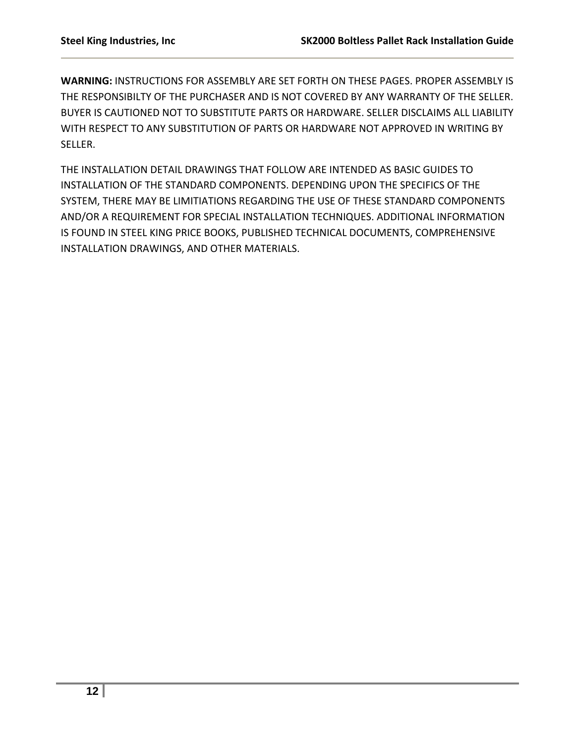**WARNING:** INSTRUCTIONS FOR ASSEMBLY ARE SET FORTH ON THESE PAGES. PROPER ASSEMBLY IS THE RESPONSIBILTY OF THE PURCHASER AND IS NOT COVERED BY ANY WARRANTY OF THE SELLER. BUYER IS CAUTIONED NOT TO SUBSTITUTE PARTS OR HARDWARE. SELLER DISCLAIMS ALL LIABILITY WITH RESPECT TO ANY SUBSTITUTION OF PARTS OR HARDWARE NOT APPROVED IN WRITING BY SELLER.

THE INSTALLATION DETAIL DRAWINGS THAT FOLLOW ARE INTENDED AS BASIC GUIDES TO INSTALLATION OF THE STANDARD COMPONENTS. DEPENDING UPON THE SPECIFICS OF THE SYSTEM, THERE MAY BE LIMITIATIONS REGARDING THE USE OF THESE STANDARD COMPONENTS AND/OR A REQUIREMENT FOR SPECIAL INSTALLATION TECHNIQUES. ADDITIONAL INFORMATION IS FOUND IN STEEL KING PRICE BOOKS, PUBLISHED TECHNICAL DOCUMENTS, COMPREHENSIVE INSTALLATION DRAWINGS, AND OTHER MATERIALS.